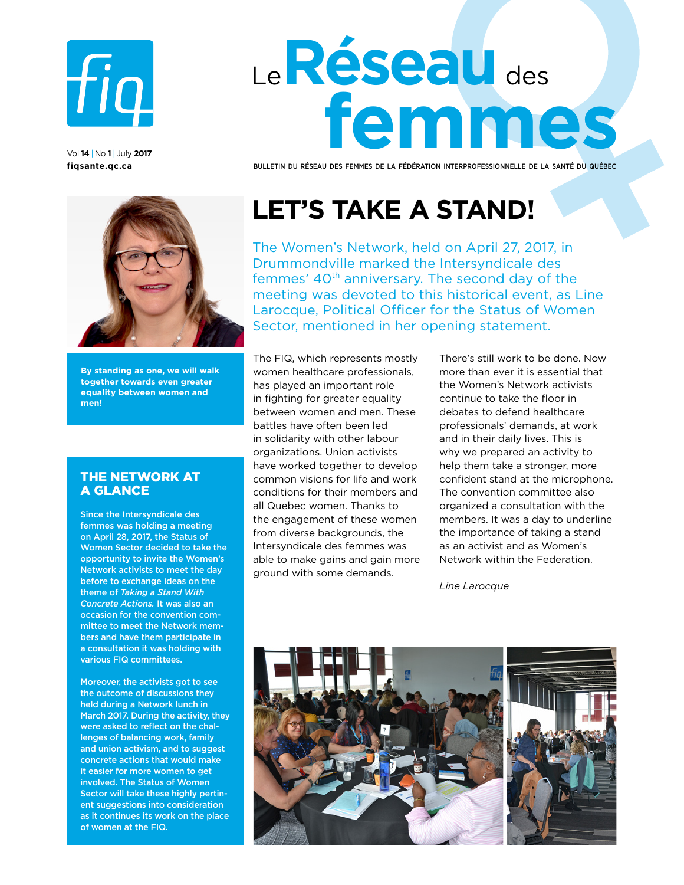# Le Réseau des femmes

Vol **14** | No **1** | July **2017**

**fiqsante.qc.ca**

BULLETIN DU RÉSEAU DES FEMMES DE LA FÉDÉRATION INTERPROFESSIONNELLE DE LA SANTÉ DU QUÉBEC

**By standing as one, we will walk together towards even greater equality between women and men!**

## LET'S TAKE A STAND!

The Women's Network, held on April 27, 2017, in Drummondville marked the Intersyndicale des femmes' 40th anniversary. The second day of the meeting was devoted to this historical event, as Line Larocque, Political Officer for the Status of Women Sector, mentioned in her opening statement.

The FIQ, which represents mostly women healthcare professionals, has played an important role in fighting for greater equality between women and men. These battles have often been led in solidarity with other labour organizations. Union activists have worked together to develop common visions for life and work conditions for their members and all Quebec women. Thanks to the engagement of these women from diverse backgrounds, the Intersyndicale des femmes was able to make gains and gain more ground with some demands.

There's still work to be done. Now more than ever it is essential that the Women's Network activists continue to take the floor in debates to defend healthcare professionals' demands, at work and in their daily lives. This is why we prepared an activity to help them take a stronger, more confident stand at the microphone. The convention committee also organized a consultation with the members. It was a day to underline the importance of taking a stand as an activist and as Women's Network within the Federation.

*Line Larocque*

## THE NETWORK AT A GLANCE

Since the Intersyndicale des femmes was holding a meeting on April 28, 2017, the Status of Women Sector decided to take the opportunity to invite the Women's Network activists to meet the day before to exchange ideas on the theme of *Taking a Stand With Concrete Actions.* It was also an occasion for the convention committee to meet the Network members and have them participate in a consultation it was holding with various FIQ committees.

Moreover, the activists got to see the outcome of discussions they held during a Network lunch in March 2017. During the activity, they were asked to reflect on the challenges of balancing work, family and union activism, and to suggest concrete actions that would make it easier for more women to get involved. The Status of Women Sector will take these highly pertinent suggestions into consideration as it continues its work on the place of women at the FIQ.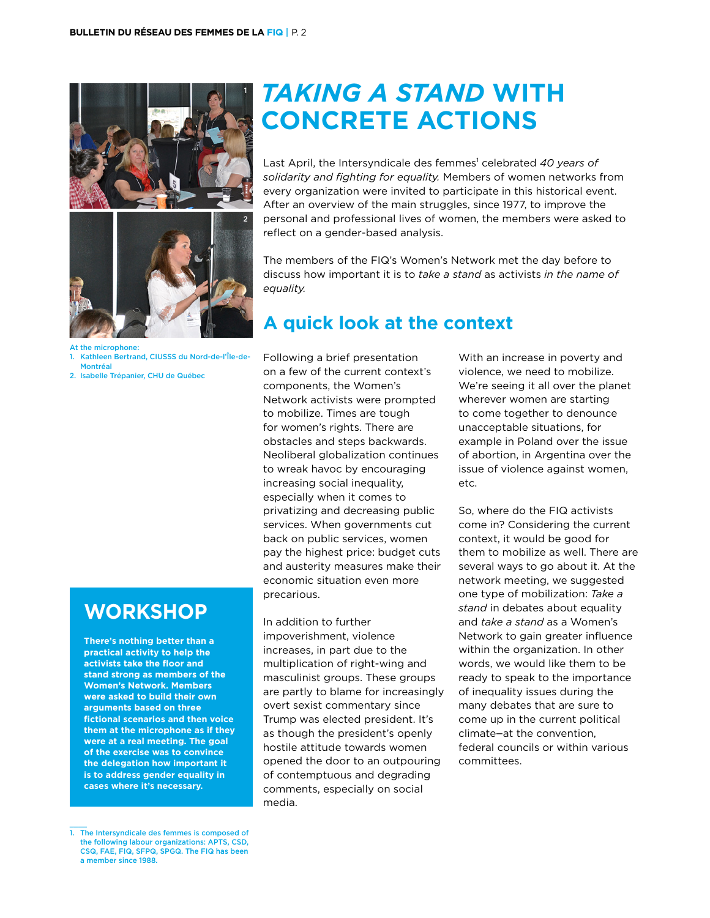# *TAKING A STAND* WITH CONCRETE ACTIONS

Last April, the Intersyndicale des femmes[1] celebrated *40 years of solidarity and fighting for equality.* Members of women networks from every organization were invited to participate in this historical event. After an overview of the main struggles, since 1977, to improve the personal and professional lives of women, the members were asked to reflect on a gender-based analysis.

The members of the FIQ's Women's Network met the day before to discuss how important it is to *take a stand* as activists *in the name of equality.*

At the microphone:

1. Kathleen Bertrand, CIUSSS du Nord-de-l'Île-de-Montréal
2. Isabelle Trépanier, CHU de Québec

## A quick look at the context

Following a brief presentation on a few of the current context's components, the Women's Network activists were prompted to mobilize. Times are tough for women's rights. There are obstacles and steps backwards. Neoliberal globalization continues to wreak havoc by encouraging increasing social inequality, especially when it comes to privatizing and decreasing public services. When governments cut back on public services, women pay the highest price: budget cuts and austerity measures make their economic situation even more precarious.

In addition to further impoverishment, violence increases, in part due to the multiplication of right-wing and masculinist groups. These groups are partly to blame for increasingly overt sexist commentary since Trump was elected president. It's as though the president's openly hostile attitude towards women opened the door to an outpouring of contemptuous and degrading comments, especially on social media.

With an increase in poverty and violence, we need to mobilize. We're seeing it all over the planet wherever women are starting to come together to denounce unacceptable situations, for example in Poland over the issue of abortion, in Argentina over the issue of violence against women, etc.

So, where do the FIQ activists come in? Considering the current context, it would be good for them to mobilize as well. There are several ways to go about it. At the network meeting, we suggested one type of mobilization: *Take a stand* in debates about equality and *take a stand* as a Women's Network to gain greater influence within the organization. In other words, we would like them to be ready to speak to the importance of inequality issues during the many debates that are sure to come up in the current political climate—at the convention, federal councils or within various committees.

## WORKSHOP

**There's nothing better than a practical activity to help the activists take the floor and stand strong as members of the Women's Network. Members were asked to build their own arguments based on three fictional scenarios and then voice them at the microphone as if they were at a real meeting. The goal of the exercise was to convince the delegation how important it is to address gender equality in cases where it's necessary.**

---

1. The Intersyndicale des femmes is composed of the following labour organizations: APTS, CSD, CSQ, FAE, FIQ, SFPQ, SPGQ. The FIQ has been a member since 1988.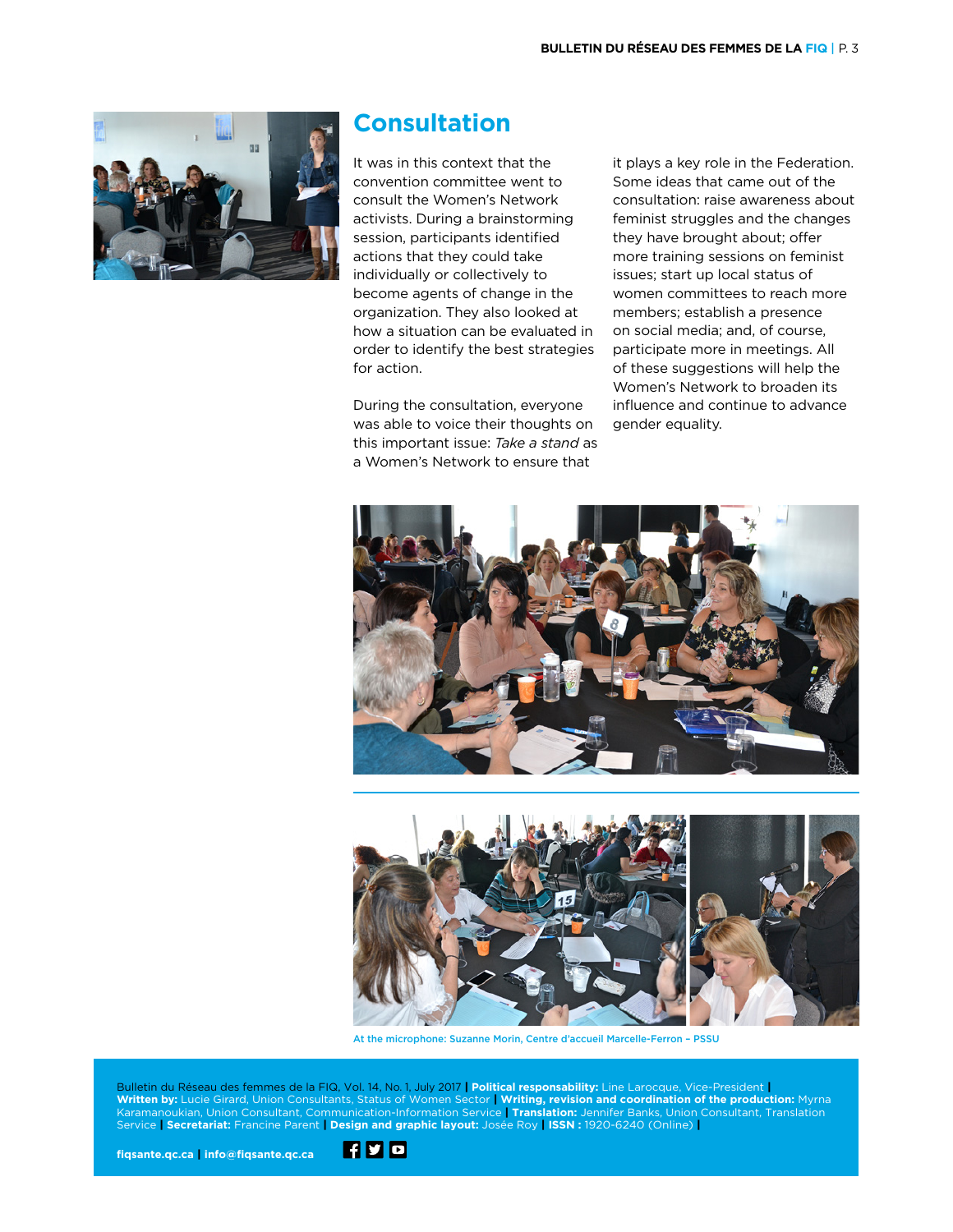## Consultation

It was in this context that the convention committee went to consult the Women's Network activists. During a brainstorming session, participants identified actions that they could take individually or collectively to become agents of change in the organization. They also looked at how a situation can be evaluated in order to identify the best strategies for action.

During the consultation, everyone was able to voice their thoughts on this important issue: *Take a stand* as a Women's Network to ensure that it plays a key role in the Federation. Some ideas that came out of the consultation: raise awareness about feminist struggles and the changes they have brought about; offer more training sessions on feminist issues; start up local status of women committees to reach more members; establish a presence on social media; and, of course, participate more in meetings. All of these suggestions will help the Women's Network to broaden its influence and continue to advance gender equality.

At the microphone: Suzanne Morin, Centre d'accueil Marcelle-Ferron – PSSU

Bulletin du Réseau des femmes de la FIQ, Vol. 14, No. 1, July 2017 | **Political responsability:** Line Larocque, Vice-President | **Written by:** Lucie Girard, Union Consultants, Status of Women Sector | **Writing, revision and coordination of the production:** Myrna Karamanoukian, Union Consultant, Communication-Information Service | **Translation:** Jennifer Banks, Union Consultant, Translation Service | **Secretariat:** Francine Parent | **Design and graphic layout:** Josée Roy | **ISSN :** 1920-6240 (Online) |

**fiqsante.qc.ca** | **info@fiqsante.qc.ca**